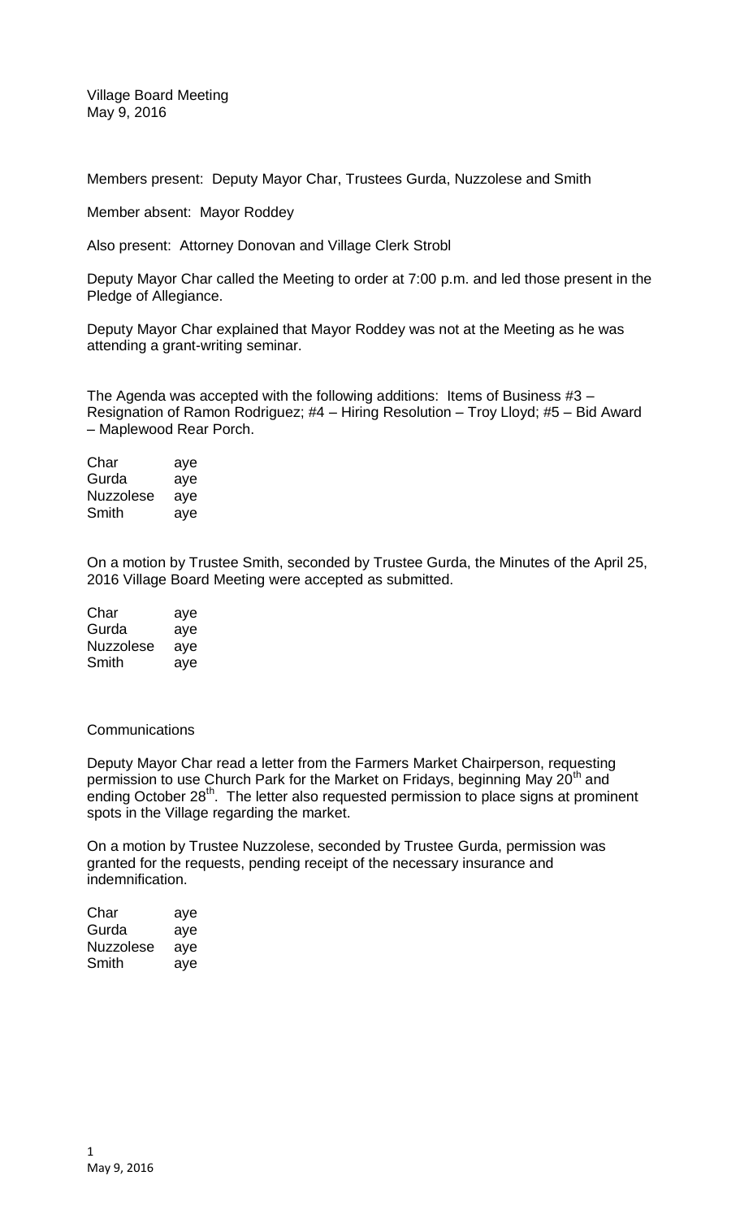Village Board Meeting
May 9, 2016

Members present: Deputy Mayor Char, Trustees Gurda, Nuzzolese and Smith

Member absent: Mayor Roddey

Also present: Attorney Donovan and Village Clerk Strobl

Deputy Mayor Char called the Meeting to order at 7:00 p.m. and led those present in the Pledge of Allegiance.

Deputy Mayor Char explained that Mayor Roddey was not at the Meeting as he was attending a grant-writing seminar.

The Agenda was accepted with the following additions: Items of Business #3 – Resignation of Ramon Rodriguez; #4 – Hiring Resolution – Troy Lloyd; #5 – Bid Award – Maplewood Rear Porch.

| | |
|---|---|
| Char | aye |
| Gurda | aye |
| Nuzzolese | aye |
| Smith | aye |

On a motion by Trustee Smith, seconded by Trustee Gurda, the Minutes of the April 25, 2016 Village Board Meeting were accepted as submitted.

| | |
|---|---|
| Char | aye |
| Gurda | aye |
| Nuzzolese | aye |
| Smith | aye |

Communications

Deputy Mayor Char read a letter from the Farmers Market Chairperson, requesting permission to use Church Park for the Market on Fridays, beginning May 20th and ending October 28th. The letter also requested permission to place signs at prominent spots in the Village regarding the market.

On a motion by Trustee Nuzzolese, seconded by Trustee Gurda, permission was granted for the requests, pending receipt of the necessary insurance and indemnification.

| | |
|---|---|
| Char | aye |
| Gurda | aye |
| Nuzzolese | aye |
| Smith | aye |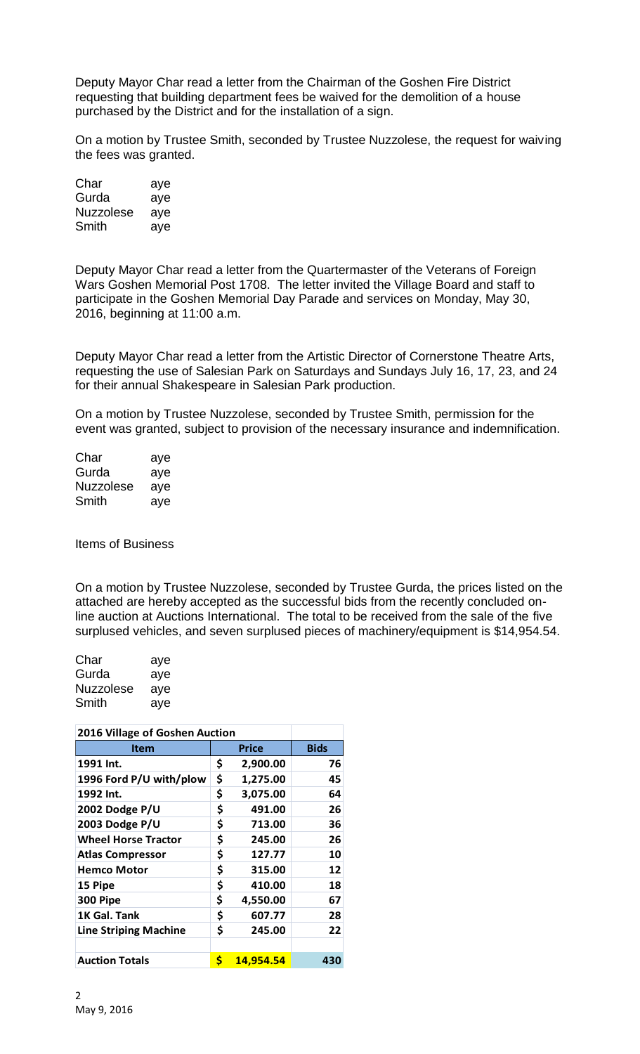Deputy Mayor Char read a letter from the Chairman of the Goshen Fire District requesting that building department fees be waived for the demolition of a house purchased by the District and for the installation of a sign.

On a motion by Trustee Smith, seconded by Trustee Nuzzolese, the request for waiving the fees was granted.

| | |
|---|---|
| Char | aye |
| Gurda | aye |
| Nuzzolese | aye |
| Smith | aye |

Deputy Mayor Char read a letter from the Quartermaster of the Veterans of Foreign Wars Goshen Memorial Post 1708. The letter invited the Village Board and staff to participate in the Goshen Memorial Day Parade and services on Monday, May 30, 2016, beginning at 11:00 a.m.

Deputy Mayor Char read a letter from the Artistic Director of Cornerstone Theatre Arts, requesting the use of Salesian Park on Saturdays and Sundays July 16, 17, 23, and 24 for their annual Shakespeare in Salesian Park production.

On a motion by Trustee Nuzzolese, seconded by Trustee Smith, permission for the event was granted, subject to provision of the necessary insurance and indemnification.

| | |
|---|---|
| Char | aye |
| Gurda | aye |
| Nuzzolese | aye |
| Smith | aye |

Items of Business

On a motion by Trustee Nuzzolese, seconded by Trustee Gurda, the prices listed on the attached are hereby accepted as the successful bids from the recently concluded on-line auction at Auctions International. The total to be received from the sale of the five surplused vehicles, and seven surplused pieces of machinery/equipment is $14,954.54.

| | |
|---|---|
| Char | aye |
| Gurda | aye |
| Nuzzolese | aye |
| Smith | aye |

| **2016 Village of Goshen Auction** | | |
|---|---|---|
| **Item** | **Price** | **Bids** |
| **1991 Int.** | **$ 2,900.00** | **76** |
| **1996 Ford P/U with/plow** | **$ 1,275.00** | **45** |
| **1992 Int.** | **$ 3,075.00** | **64** |
| **2002 Dodge P/U** | **$ 491.00** | **26** |
| **2003 Dodge P/U** | **$ 713.00** | **36** |
| **Wheel Horse Tractor** | **$ 245.00** | **26** |
| **Atlas Compressor** | **$ 127.77** | **10** |
| **Hemco Motor** | **$ 315.00** | **12** |
| **15 Pipe** | **$ 410.00** | **18** |
| **300 Pipe** | **$ 4,550.00** | **67** |
| **1K Gal. Tank** | **$ 607.77** | **28** |
| **Line Striping Machine** | **$ 245.00** | **22** |
| | | |
| **Auction Totals** | **$ 14,954.54** | **430** |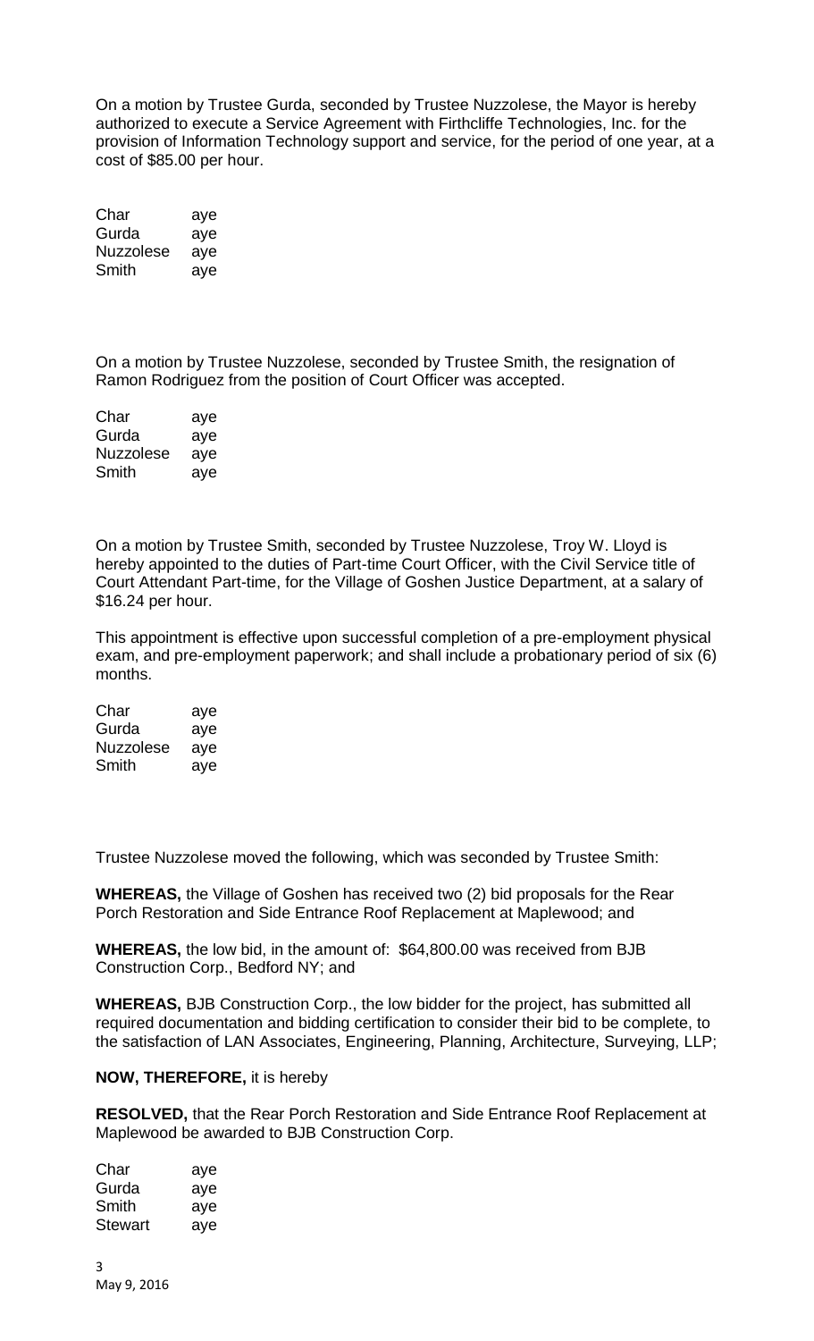On a motion by Trustee Gurda, seconded by Trustee Nuzzolese, the Mayor is hereby authorized to execute a Service Agreement with Firthcliffe Technologies, Inc. for the provision of Information Technology support and service, for the period of one year, at a cost of $85.00 per hour.

| | |
|---|---|
| Char | aye |
| Gurda | aye |
| Nuzzolese | aye |
| Smith | aye |

On a motion by Trustee Nuzzolese, seconded by Trustee Smith, the resignation of Ramon Rodriguez from the position of Court Officer was accepted.

| | |
|---|---|
| Char | aye |
| Gurda | aye |
| Nuzzolese | aye |
| Smith | aye |

On a motion by Trustee Smith, seconded by Trustee Nuzzolese, Troy W. Lloyd is hereby appointed to the duties of Part-time Court Officer, with the Civil Service title of Court Attendant Part-time, for the Village of Goshen Justice Department, at a salary of $16.24 per hour.

This appointment is effective upon successful completion of a pre-employment physical exam, and pre-employment paperwork; and shall include a probationary period of six (6) months.

| | |
|---|---|
| Char | aye |
| Gurda | aye |
| Nuzzolese | aye |
| Smith | aye |

Trustee Nuzzolese moved the following, which was seconded by Trustee Smith:

**WHEREAS,** the Village of Goshen has received two (2) bid proposals for the Rear Porch Restoration and Side Entrance Roof Replacement at Maplewood; and

**WHEREAS,** the low bid, in the amount of: $64,800.00 was received from BJB Construction Corp., Bedford NY; and

**WHEREAS,** BJB Construction Corp., the low bidder for the project, has submitted all required documentation and bidding certification to consider their bid to be complete, to the satisfaction of LAN Associates, Engineering, Planning, Architecture, Surveying, LLP;

**NOW, THEREFORE,** it is hereby

**RESOLVED,** that the Rear Porch Restoration and Side Entrance Roof Replacement at Maplewood be awarded to BJB Construction Corp.

| | |
|---|---|
| Char | aye |
| Gurda | aye |
| Smith | aye |
| Stewart | aye |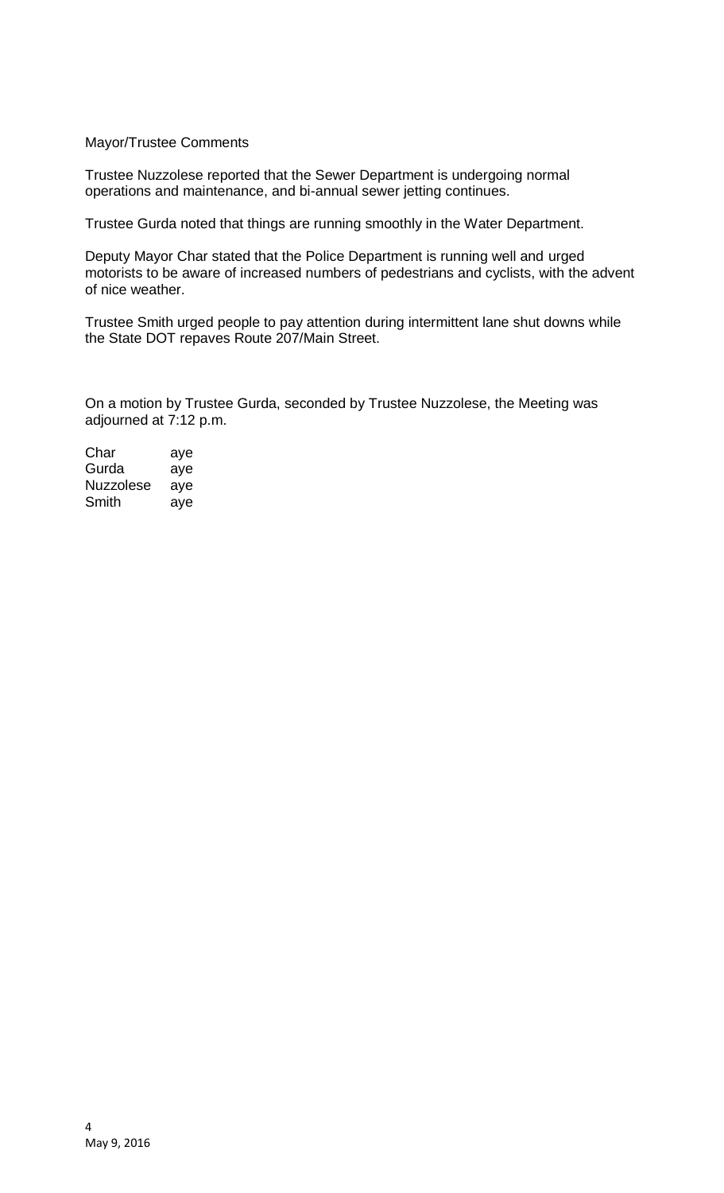Mayor/Trustee Comments

Trustee Nuzzolese reported that the Sewer Department is undergoing normal operations and maintenance, and bi-annual sewer jetting continues.

Trustee Gurda noted that things are running smoothly in the Water Department.

Deputy Mayor Char stated that the Police Department is running well and urged motorists to be aware of increased numbers of pedestrians and cyclists, with the advent of nice weather.

Trustee Smith urged people to pay attention during intermittent lane shut downs while the State DOT repaves Route 207/Main Street.

On a motion by Trustee Gurda, seconded by Trustee Nuzzolese, the Meeting was adjourned at 7:12 p.m.

| | |
|---|---|
| Char | aye |
| Gurda | aye |
| Nuzzolese | aye |
| Smith | aye |